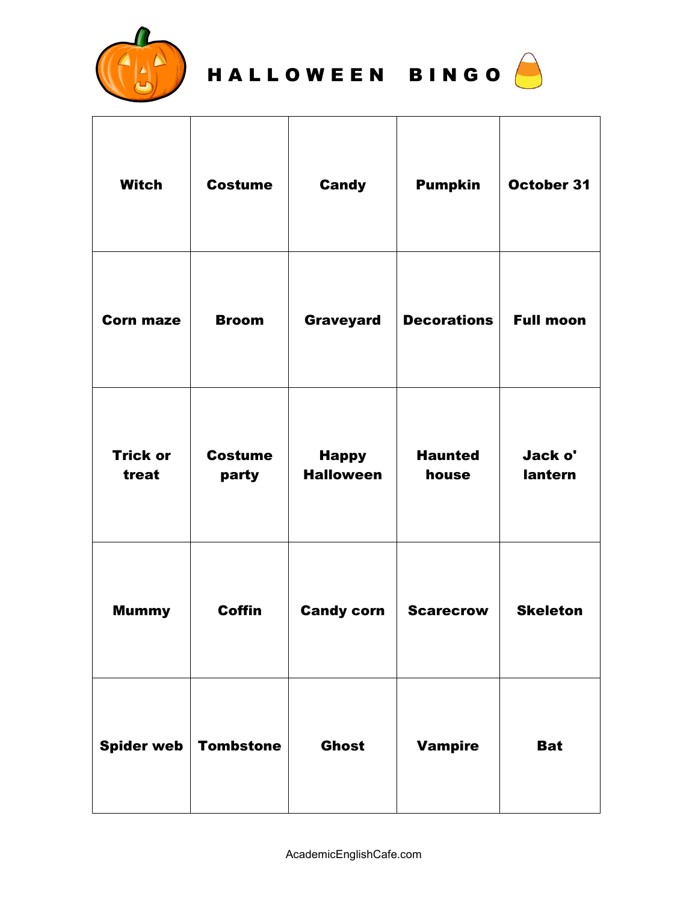# HALLOWEEN BINGO

| | | | | |
|---|---|---|---|---|
| **Witch** | **Costume** | **Candy** | **Pumpkin** | **October 31** |
| **Corn maze** | **Broom** | **Graveyard** | **Decorations** | **Full moon** |
| **Trick or treat** | **Costume party** | **Happy Halloween** | **Haunted house** | **Jack o' lantern** |
| **Mummy** | **Coffin** | **Candy corn** | **Scarecrow** | **Skeleton** |
| **Spider web** | **Tombstone** | **Ghost** | **Vampire** | **Bat** |

AcademicEnglishCafe.com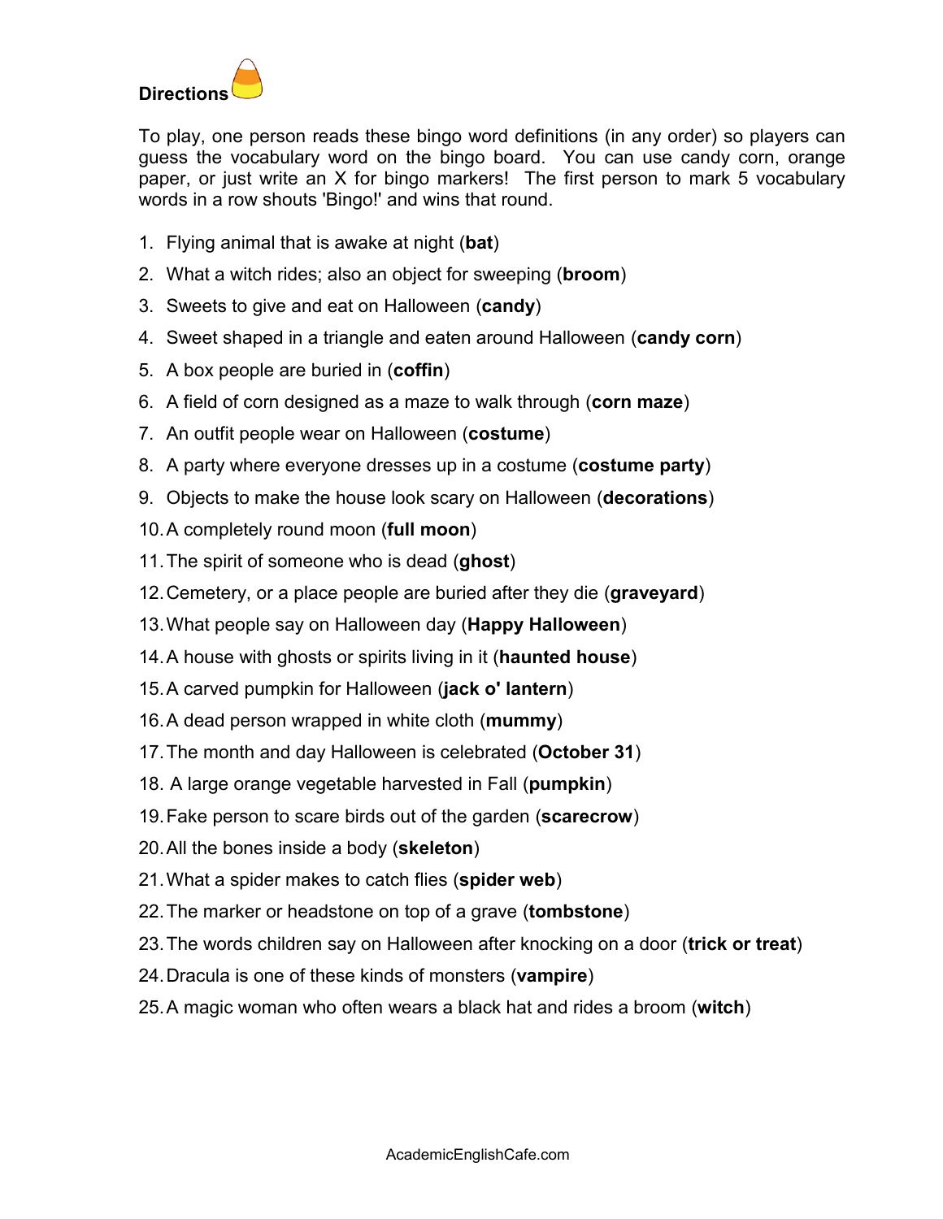## Directions

To play, one person reads these bingo word definitions (in any order) so players can guess the vocabulary word on the bingo board. You can use candy corn, orange paper, or just write an X for bingo markers! The first person to mark 5 vocabulary words in a row shouts 'Bingo!' and wins that round.

1. Flying animal that is awake at night (**bat**)
2. What a witch rides; also an object for sweeping (**broom**)
3. Sweets to give and eat on Halloween (**candy**)
4. Sweet shaped in a triangle and eaten around Halloween (**candy corn**)
5. A box people are buried in (**coffin**)
6. A field of corn designed as a maze to walk through (**corn maze**)
7. An outfit people wear on Halloween (**costume**)
8. A party where everyone dresses up in a costume (**costume party**)
9. Objects to make the house look scary on Halloween (**decorations**)
10. A completely round moon (**full moon**)
11. The spirit of someone who is dead (**ghost**)
12. Cemetery, or a place people are buried after they die (**graveyard**)
13. What people say on Halloween day (**Happy Halloween**)
14. A house with ghosts or spirits living in it (**haunted house**)
15. A carved pumpkin for Halloween (**jack o' lantern**)
16. A dead person wrapped in white cloth (**mummy**)
17. The month and day Halloween is celebrated (**October 31**)
18. A large orange vegetable harvested in Fall (**pumpkin**)
19. Fake person to scare birds out of the garden (**scarecrow**)
20. All the bones inside a body (**skeleton**)
21. What a spider makes to catch flies (**spider web**)
22. The marker or headstone on top of a grave (**tombstone**)
23. The words children say on Halloween after knocking on a door (**trick or treat**)
24. Dracula is one of these kinds of monsters (**vampire**)
25. A magic woman who often wears a black hat and rides a broom (**witch**)

AcademicEnglishCafe.com